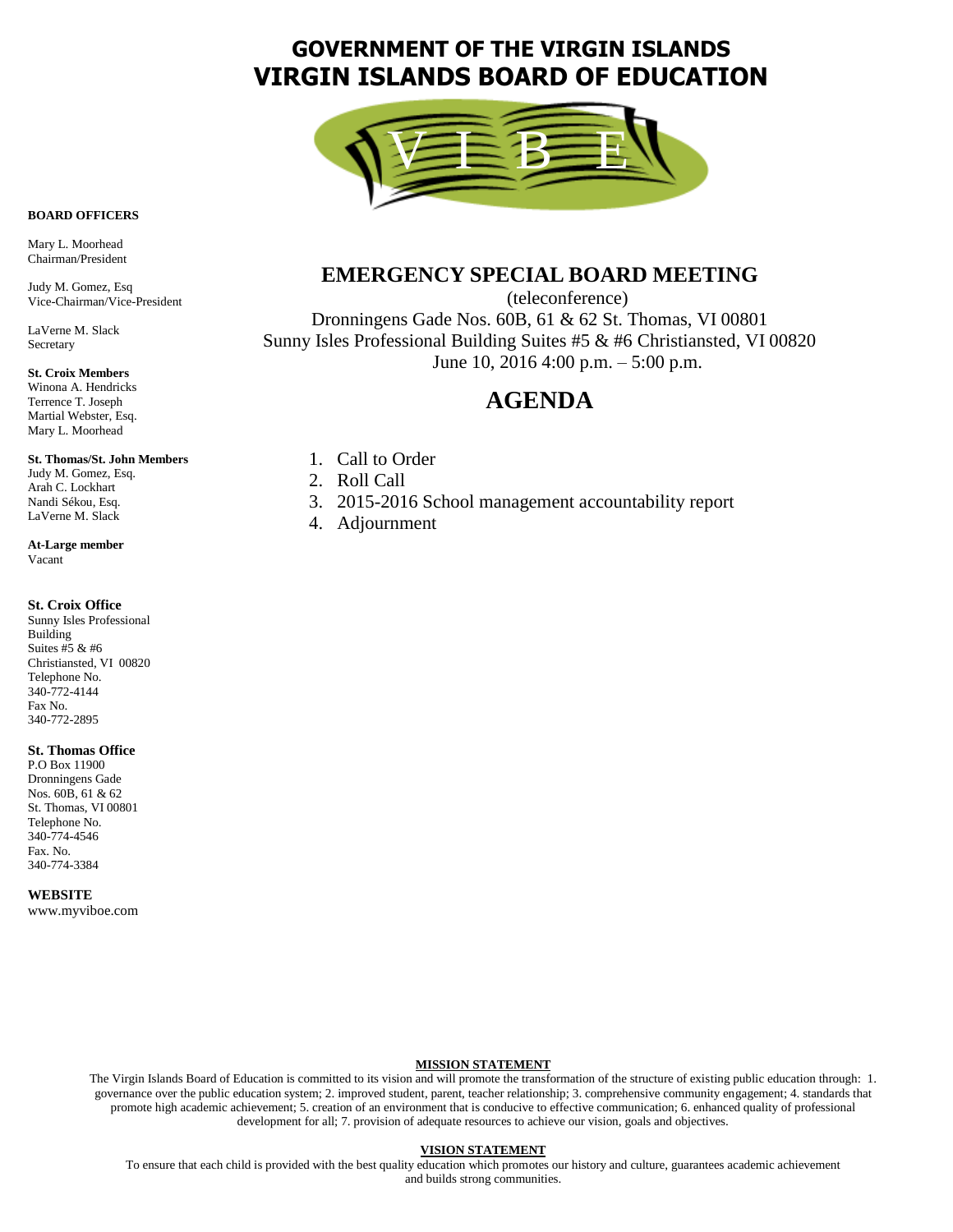# GOVERNMENT OF THE VIRGIN ISLANDS
# VIRGIN ISLANDS BOARD OF EDUCATION

V I B E

**BOARD OFFICERS**

Mary L. Moorhead
Chairman/President

Judy M. Gomez, Esq
Vice-Chairman/Vice-President

LaVerne M. Slack
Secretary

**St. Croix Members**
Winona A. Hendricks
Terrence T. Joseph
Martial Webster, Esq.
Mary L. Moorhead

**St. Thomas/St. John Members**
Judy M. Gomez, Esq.
Arah C. Lockhart
Nandi Sékou, Esq.
LaVerne M. Slack

**At-Large member**
Vacant

**St. Croix Office**
Sunny Isles Professional Building
Suites #5 & #6
Christiansted, VI 00820
Telephone No.
340-772-4144
Fax No.
340-772-2895

**St. Thomas Office**
P.O Box 11900
Dronningens Gade
Nos. 60B, 61 & 62
St. Thomas, VI 00801
Telephone No.
340-774-4546
Fax. No.
340-774-3384

**WEBSITE**
www.myviboe.com

## EMERGENCY SPECIAL BOARD MEETING

(teleconference)
Dronningens Gade Nos. 60B, 61 & 62 St. Thomas, VI 00801
Sunny Isles Professional Building Suites #5 & #6 Christiansted, VI 00820
June 10, 2016 4:00 p.m. – 5:00 p.m.

## AGENDA

1. Call to Order
2. Roll Call
3. 2015-2016 School management accountability report
4. Adjournment

**MISSION STATEMENT**

The Virgin Islands Board of Education is committed to its vision and will promote the transformation of the structure of existing public education through: 1. governance over the public education system; 2. improved student, parent, teacher relationship; 3. comprehensive community engagement; 4. standards that promote high academic achievement; 5. creation of an environment that is conducive to effective communication; 6. enhanced quality of professional development for all; 7. provision of adequate resources to achieve our vision, goals and objectives.

**VISION STATEMENT**

To ensure that each child is provided with the best quality education which promotes our history and culture, guarantees academic achievement and builds strong communities.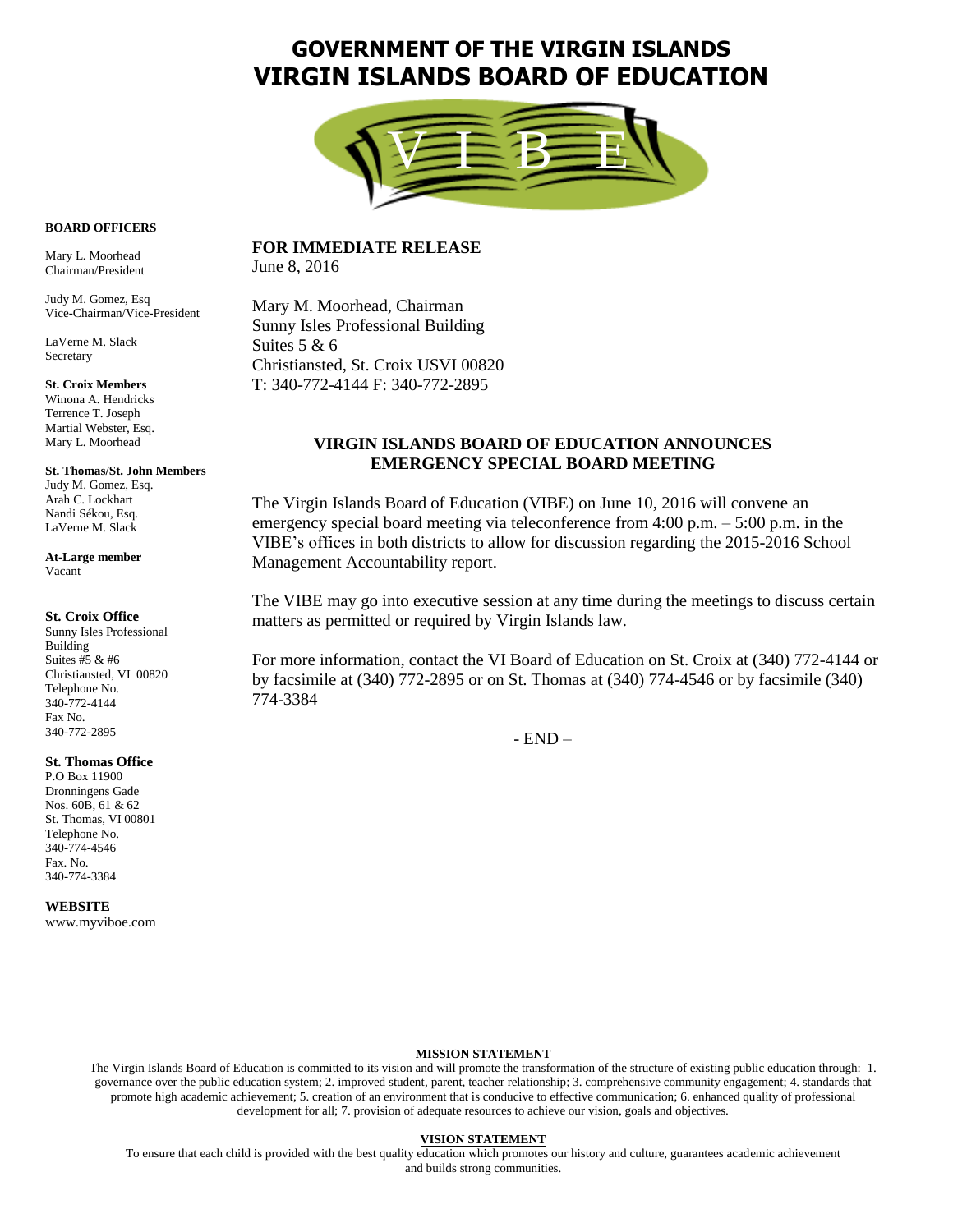# GOVERNMENT OF THE VIRGIN ISLANDS
# VIRGIN ISLANDS BOARD OF EDUCATION

VIBE

**BOARD OFFICERS**

Mary L. Moorhead
Chairman/President

Judy M. Gomez, Esq
Vice-Chairman/Vice-President

LaVerne M. Slack
Secretary

**St. Croix Members**
Winona A. Hendricks
Terrence T. Joseph
Martial Webster, Esq.
Mary L. Moorhead

**St. Thomas/St. John Members**
Judy M. Gomez, Esq.
Arah C. Lockhart
Nandi Sékou, Esq.
LaVerne M. Slack

**At-Large member**
Vacant

**St. Croix Office**
Sunny Isles Professional Building
Suites #5 & #6
Christiansted, VI 00820
Telephone No.
340-772-4144
Fax No.
340-772-2895

**St. Thomas Office**
P.O Box 11900
Dronningens Gade
Nos. 60B, 61 & 62
St. Thomas, VI 00801
Telephone No.
340-774-4546
Fax. No.
340-774-3384

**WEBSITE**
www.myviboe.com

**FOR IMMEDIATE RELEASE**
June 8, 2016

Mary M. Moorhead, Chairman
Sunny Isles Professional Building
Suites 5 & 6
Christiansted, St. Croix USVI 00820
T: 340-772-4144 F: 340-772-2895

**VIRGIN ISLANDS BOARD OF EDUCATION ANNOUNCES EMERGENCY SPECIAL BOARD MEETING**

The Virgin Islands Board of Education (VIBE) on June 10, 2016 will convene an emergency special board meeting via teleconference from 4:00 p.m. – 5:00 p.m. in the VIBE's offices in both districts to allow for discussion regarding the 2015-2016 School Management Accountability report.

The VIBE may go into executive session at any time during the meetings to discuss certain matters as permitted or required by Virgin Islands law.

For more information, contact the VI Board of Education on St. Croix at (340) 772-4144 or by facsimile at (340) 772-2895 or on St. Thomas at (340) 774-4546 or by facsimile (340) 774-3384

- END –

**MISSION STATEMENT**

The Virgin Islands Board of Education is committed to its vision and will promote the transformation of the structure of existing public education through: 1. governance over the public education system; 2. improved student, parent, teacher relationship; 3. comprehensive community engagement; 4. standards that promote high academic achievement; 5. creation of an environment that is conducive to effective communication; 6. enhanced quality of professional development for all; 7. provision of adequate resources to achieve our vision, goals and objectives.

**VISION STATEMENT**

To ensure that each child is provided with the best quality education which promotes our history and culture, guarantees academic achievement and builds strong communities.